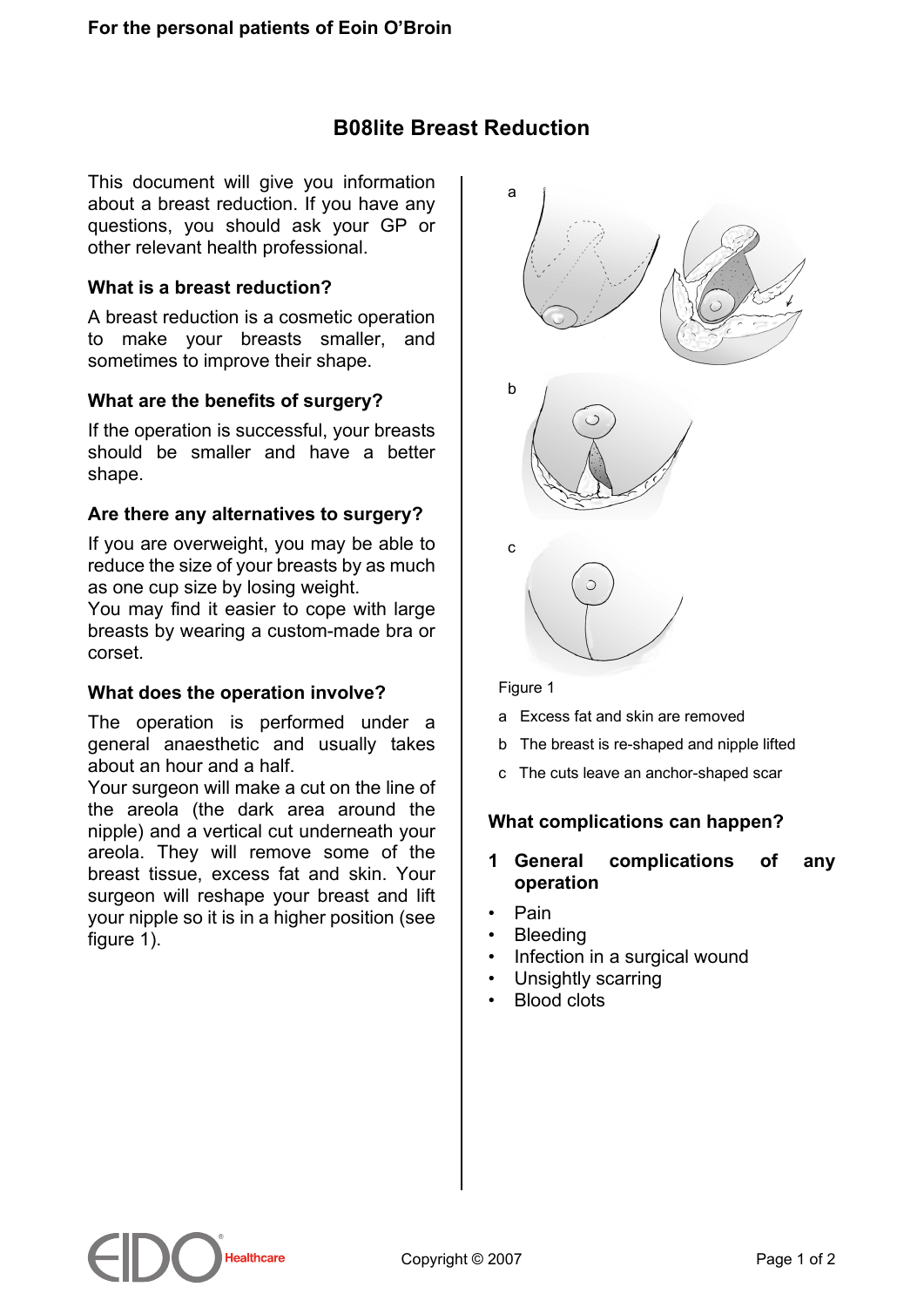For the personal patients of Eoin O'Broin

# B08lite Breast Reduction

This document will give you information about a breast reduction. If you have any questions, you should ask your GP or other relevant health professional.

### What is a breast reduction?

A breast reduction is a cosmetic operation to make your breasts smaller, and sometimes to improve their shape.

### What are the benefits of surgery?

If the operation is successful, your breasts should be smaller and have a better shape.

### Are there any alternatives to surgery?

If you are overweight, you may be able to reduce the size of your breasts by as much as one cup size by losing weight.
You may find it easier to cope with large breasts by wearing a custom-made bra or corset.

### What does the operation involve?

The operation is performed under a general anaesthetic and usually takes about an hour and a half.
Your surgeon will make a cut on the line of the areola (the dark area around the nipple) and a vertical cut underneath your areola. They will remove some of the breast tissue, excess fat and skin. Your surgeon will reshape your breast and lift your nipple so it is in a higher position (see figure 1).

Figure 1

a Excess fat and skin are removed

b The breast is re-shaped and nipple lifted

c The cuts leave an anchor-shaped scar

### What complications can happen?

**1 General complications of any operation**

- Pain
- Bleeding
- Infection in a surgical wound
- Unsightly scarring
- Blood clots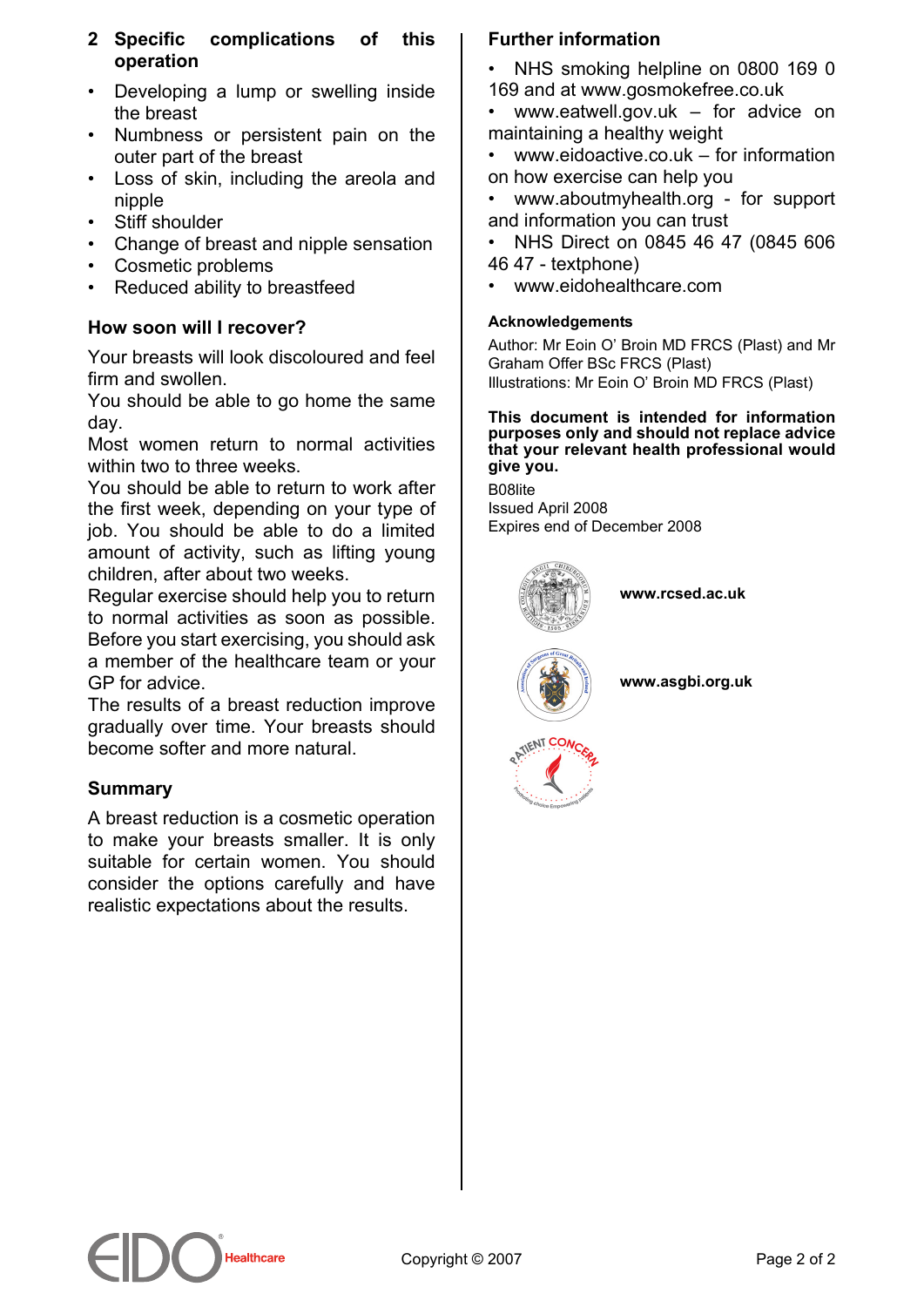## 2 Specific complications of this operation

- Developing a lump or swelling inside the breast
- Numbness or persistent pain on the outer part of the breast
- Loss of skin, including the areola and nipple
- Stiff shoulder
- Change of breast and nipple sensation
- Cosmetic problems
- Reduced ability to breastfeed

## How soon will I recover?

Your breasts will look discoloured and feel firm and swollen.

You should be able to go home the same day.

Most women return to normal activities within two to three weeks.

You should be able to return to work after the first week, depending on your type of job. You should be able to do a limited amount of activity, such as lifting young children, after about two weeks.

Regular exercise should help you to return to normal activities as soon as possible. Before you start exercising, you should ask a member of the healthcare team or your GP for advice.

The results of a breast reduction improve gradually over time. Your breasts should become softer and more natural.

## Summary

A breast reduction is a cosmetic operation to make your breasts smaller. It is only suitable for certain women. You should consider the options carefully and have realistic expectations about the results.

## Further information

- NHS smoking helpline on 0800 169 0 169 and at www.gosmokefree.co.uk
- www.eatwell.gov.uk – for advice on maintaining a healthy weight
- www.eidoactive.co.uk – for information on how exercise can help you
- www.aboutmyhealth.org - for support and information you can trust
- NHS Direct on 0845 46 47 (0845 606 46 47 - textphone)
- www.eidohealthcare.com

### Acknowledgements

Author: Mr Eoin O' Broin MD FRCS (Plast) and Mr Graham Offer BSc FRCS (Plast)
Illustrations: Mr Eoin O' Broin MD FRCS (Plast)

**This document is intended for information purposes only and should not replace advice that your relevant health professional would give you.**

B08lite
Issued April 2008
Expires end of December 2008

**www.rcsed.ac.uk**

**www.asgbi.org.uk**

Copyright © 2007